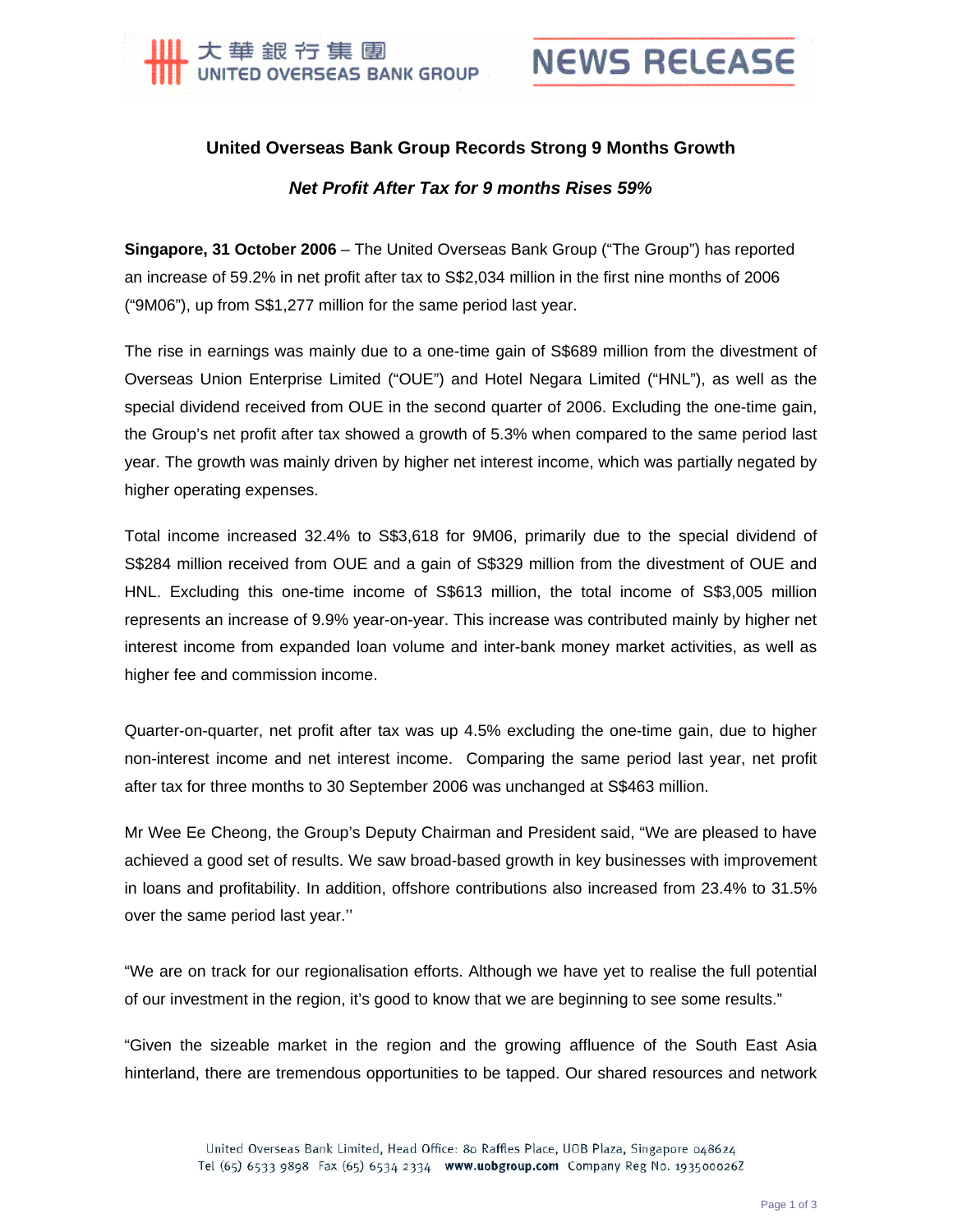# United Overseas Bank Group Records Strong 9 Months Growth

## *Net Profit After Tax for 9 months Rises 59%*

**Singapore, 31 October 2006** – The United Overseas Bank Group ("The Group") has reported an increase of 59.2% in net profit after tax to S$2,034 million in the first nine months of 2006 ("9M06"), up from S$1,277 million for the same period last year.

The rise in earnings was mainly due to a one-time gain of S$689 million from the divestment of Overseas Union Enterprise Limited ("OUE") and Hotel Negara Limited ("HNL"), as well as the special dividend received from OUE in the second quarter of 2006. Excluding the one-time gain, the Group's net profit after tax showed a growth of 5.3% when compared to the same period last year. The growth was mainly driven by higher net interest income, which was partially negated by higher operating expenses.

Total income increased 32.4% to S$3,618 for 9M06, primarily due to the special dividend of S$284 million received from OUE and a gain of S$329 million from the divestment of OUE and HNL. Excluding this one-time income of S$613 million, the total income of S$3,005 million represents an increase of 9.9% year-on-year. This increase was contributed mainly by higher net interest income from expanded loan volume and inter-bank money market activities, as well as higher fee and commission income.

Quarter-on-quarter, net profit after tax was up 4.5% excluding the one-time gain, due to higher non-interest income and net interest income. Comparing the same period last year, net profit after tax for three months to 30 September 2006 was unchanged at S$463 million.

Mr Wee Ee Cheong, the Group's Deputy Chairman and President said, "We are pleased to have achieved a good set of results. We saw broad-based growth in key businesses with improvement in loans and profitability. In addition, offshore contributions also increased from 23.4% to 31.5% over the same period last year.''

"We are on track for our regionalisation efforts. Although we have yet to realise the full potential of our investment in the region, it's good to know that we are beginning to see some results."

"Given the sizeable market in the region and the growing affluence of the South East Asia hinterland, there are tremendous opportunities to be tapped. Our shared resources and network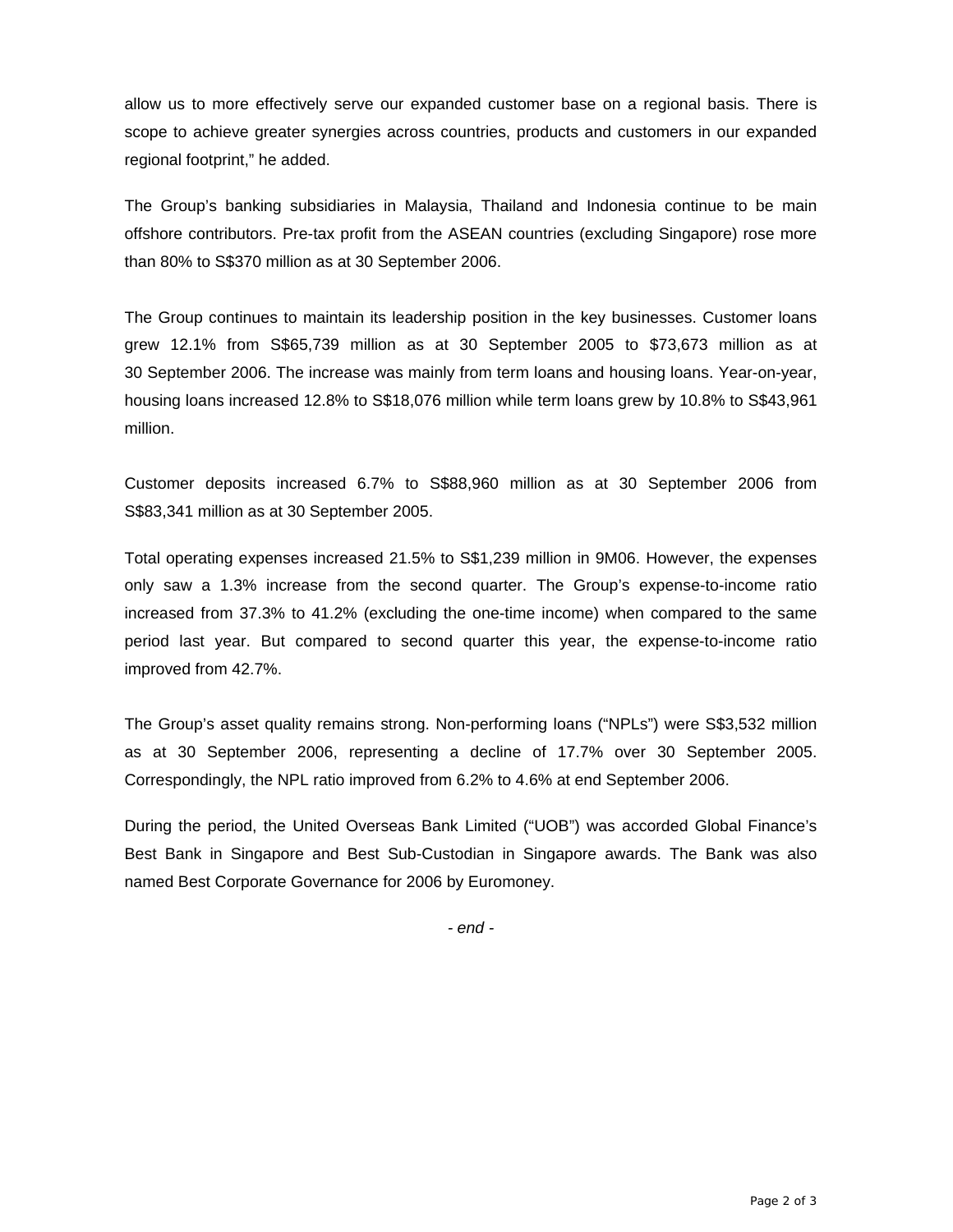allow us to more effectively serve our expanded customer base on a regional basis. There is scope to achieve greater synergies across countries, products and customers in our expanded regional footprint," he added.

The Group's banking subsidiaries in Malaysia, Thailand and Indonesia continue to be main offshore contributors. Pre-tax profit from the ASEAN countries (excluding Singapore) rose more than 80% to S$370 million as at 30 September 2006.

The Group continues to maintain its leadership position in the key businesses. Customer loans grew 12.1% from S$65,739 million as at 30 September 2005 to $73,673 million as at 30 September 2006. The increase was mainly from term loans and housing loans. Year-on-year, housing loans increased 12.8% to S$18,076 million while term loans grew by 10.8% to S$43,961 million.

Customer deposits increased 6.7% to S$88,960 million as at 30 September 2006 from S$83,341 million as at 30 September 2005.

Total operating expenses increased 21.5% to S$1,239 million in 9M06. However, the expenses only saw a 1.3% increase from the second quarter. The Group's expense-to-income ratio increased from 37.3% to 41.2% (excluding the one-time income) when compared to the same period last year. But compared to second quarter this year, the expense-to-income ratio improved from 42.7%.

The Group's asset quality remains strong. Non-performing loans ("NPLs") were S$3,532 million as at 30 September 2006, representing a decline of 17.7% over 30 September 2005. Correspondingly, the NPL ratio improved from 6.2% to 4.6% at end September 2006.

During the period, the United Overseas Bank Limited ("UOB") was accorded Global Finance's Best Bank in Singapore and Best Sub-Custodian in Singapore awards. The Bank was also named Best Corporate Governance for 2006 by Euromoney.

*- end -*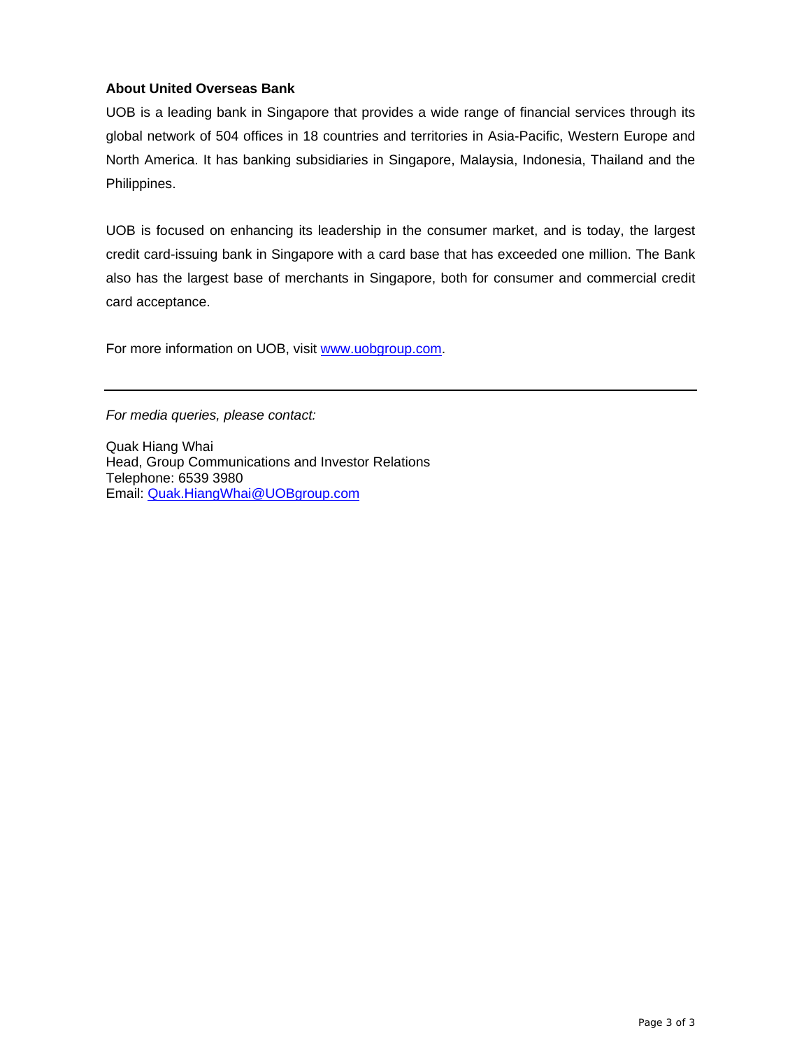**About United Overseas Bank**

UOB is a leading bank in Singapore that provides a wide range of financial services through its global network of 504 offices in 18 countries and territories in Asia-Pacific, Western Europe and North America. It has banking subsidiaries in Singapore, Malaysia, Indonesia, Thailand and the Philippines.

UOB is focused on enhancing its leadership in the consumer market, and is today, the largest credit card-issuing bank in Singapore with a card base that has exceeded one million. The Bank also has the largest base of merchants in Singapore, both for consumer and commercial credit card acceptance.

For more information on UOB, visit www.uobgroup.com.

---

*For media queries, please contact:*

Quak Hiang Whai
Head, Group Communications and Investor Relations
Telephone: 6539 3980
Email: Quak.HiangWhai@UOBgroup.com